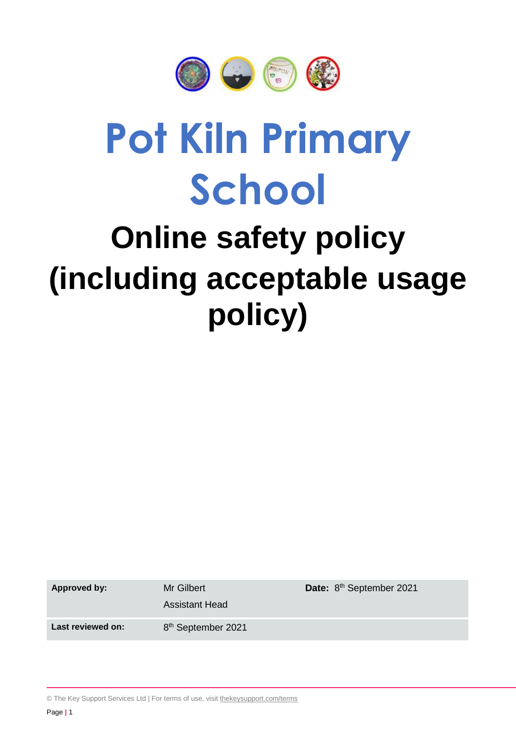# Pot Kiln Primary School

# Online safety policy (including acceptable usage policy)

| **Approved by:** | Mr Gilbert<br>Assistant Head | **Date:** 8th September 2021 |
|---|---|---|
| **Last reviewed on:** | 8th September 2021 | |

© The Key Support Services Ltd | For terms of use, visit thekeysupport.com/terms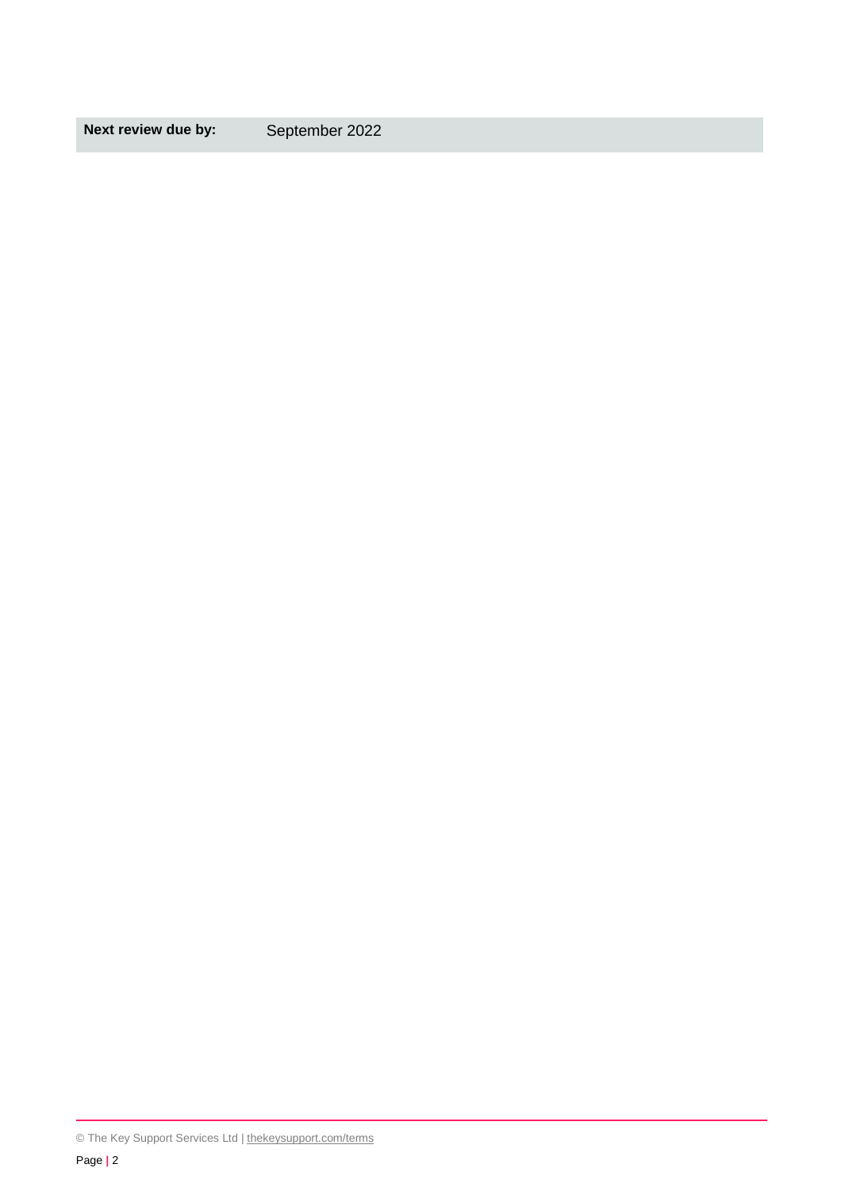| **Next review due by:** | September 2022 |
| --- | --- |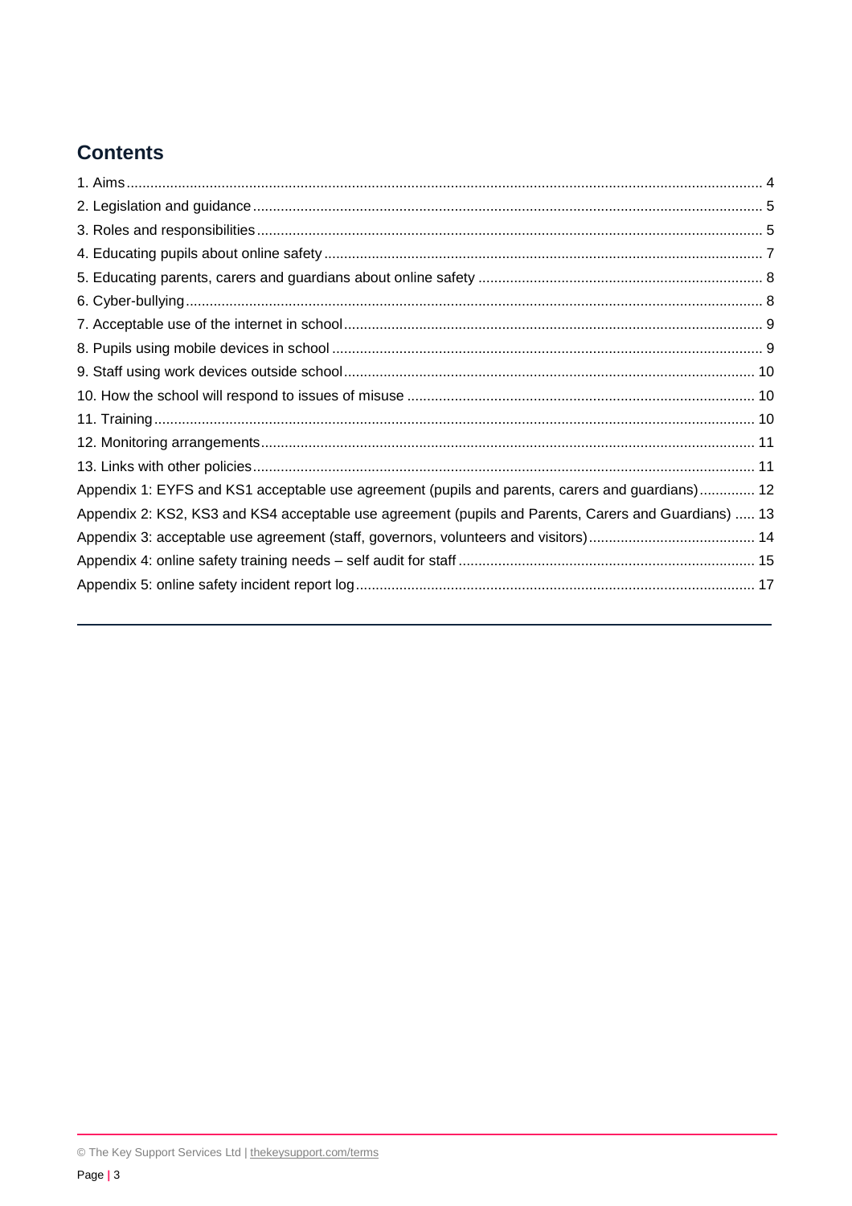## Contents

1. Aims ........................................................................ 4
2. Legislation and guidance ........................................................................ 5
3. Roles and responsibilities ........................................................................ 5
4. Educating pupils about online safety ........................................................................ 7
5. Educating parents, carers and guardians about online safety ........................................................................ 8
6. Cyber-bullying ........................................................................ 8
7. Acceptable use of the internet in school ........................................................................ 9
8. Pupils using mobile devices in school ........................................................................ 9
9. Staff using work devices outside school ........................................................................ 10
10. How the school will respond to issues of misuse ........................................................................ 10
11. Training ........................................................................ 10
12. Monitoring arrangements ........................................................................ 11
13. Links with other policies ........................................................................ 11

Appendix 1: EYFS and KS1 acceptable use agreement (pupils and parents, carers and guardians) .............. 12
Appendix 2: KS2, KS3 and KS4 acceptable use agreement (pupils and Parents, Carers and Guardians) ..... 13
Appendix 3: acceptable use agreement (staff, governors, volunteers and visitors) .............. 14
Appendix 4: online safety training needs – self audit for staff .............. 15
Appendix 5: online safety incident report log .............. 17

---

© The Key Support Services Ltd | thekeysupport.com/terms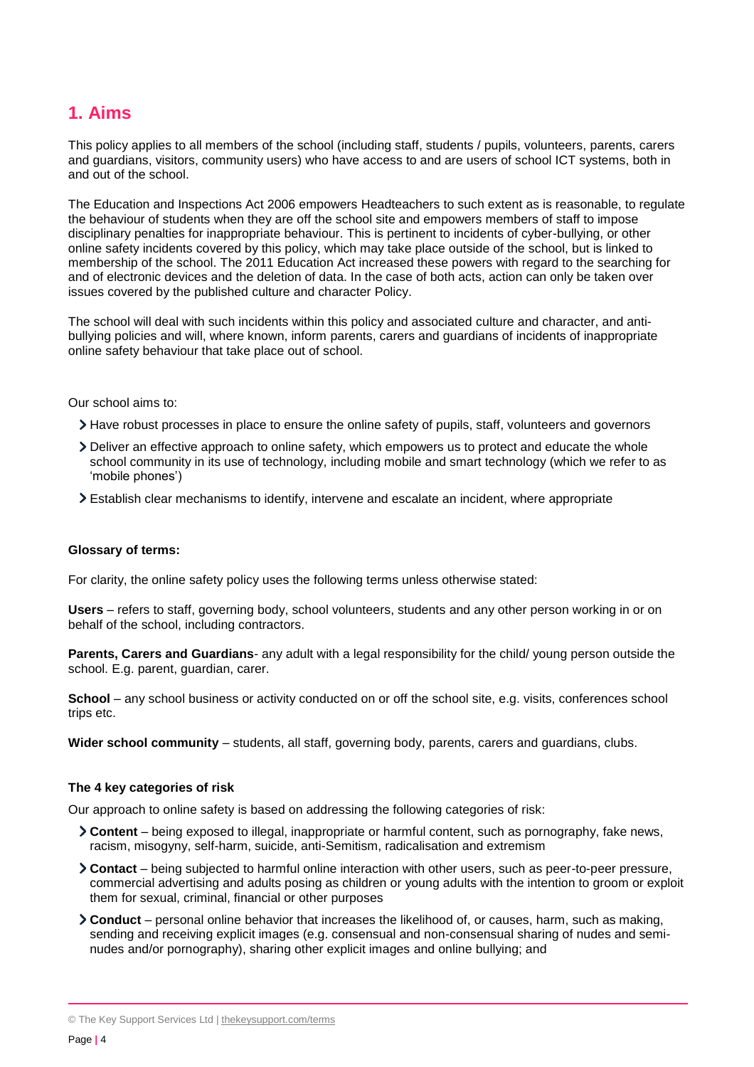## 1. Aims

This policy applies to all members of the school (including staff, students / pupils, volunteers, parents, carers and guardians, visitors, community users) who have access to and are users of school ICT systems, both in and out of the school.

The Education and Inspections Act 2006 empowers Headteachers to such extent as is reasonable, to regulate the behaviour of students when they are off the school site and empowers members of staff to impose disciplinary penalties for inappropriate behaviour. This is pertinent to incidents of cyber-bullying, or other online safety incidents covered by this policy, which may take place outside of the school, but is linked to membership of the school. The 2011 Education Act increased these powers with regard to the searching for and of electronic devices and the deletion of data. In the case of both acts, action can only be taken over issues covered by the published culture and character Policy.

The school will deal with such incidents within this policy and associated culture and character, and anti-bullying policies and will, where known, inform parents, carers and guardians of incidents of inappropriate online safety behaviour that take place out of school.

Our school aims to:

- Have robust processes in place to ensure the online safety of pupils, staff, volunteers and governors
- Deliver an effective approach to online safety, which empowers us to protect and educate the whole school community in its use of technology, including mobile and smart technology (which we refer to as 'mobile phones')
- Establish clear mechanisms to identify, intervene and escalate an incident, where appropriate

**Glossary of terms:**

For clarity, the online safety policy uses the following terms unless otherwise stated:

**Users** – refers to staff, governing body, school volunteers, students and any other person working in or on behalf of the school, including contractors.

**Parents, Carers and Guardians**- any adult with a legal responsibility for the child/ young person outside the school. E.g. parent, guardian, carer.

**School** – any school business or activity conducted on or off the school site, e.g. visits, conferences school trips etc.

**Wider school community** – students, all staff, governing body, parents, carers and guardians, clubs.

**The 4 key categories of risk**

Our approach to online safety is based on addressing the following categories of risk:

- **Content** – being exposed to illegal, inappropriate or harmful content, such as pornography, fake news, racism, misogyny, self-harm, suicide, anti-Semitism, radicalisation and extremism
- **Contact** – being subjected to harmful online interaction with other users, such as peer-to-peer pressure, commercial advertising and adults posing as children or young adults with the intention to groom or exploit them for sexual, criminal, financial or other purposes
- **Conduct** – personal online behavior that increases the likelihood of, or causes, harm, such as making, sending and receiving explicit images (e.g. consensual and non-consensual sharing of nudes and semi-nudes and/or pornography), sharing other explicit images and online bullying; and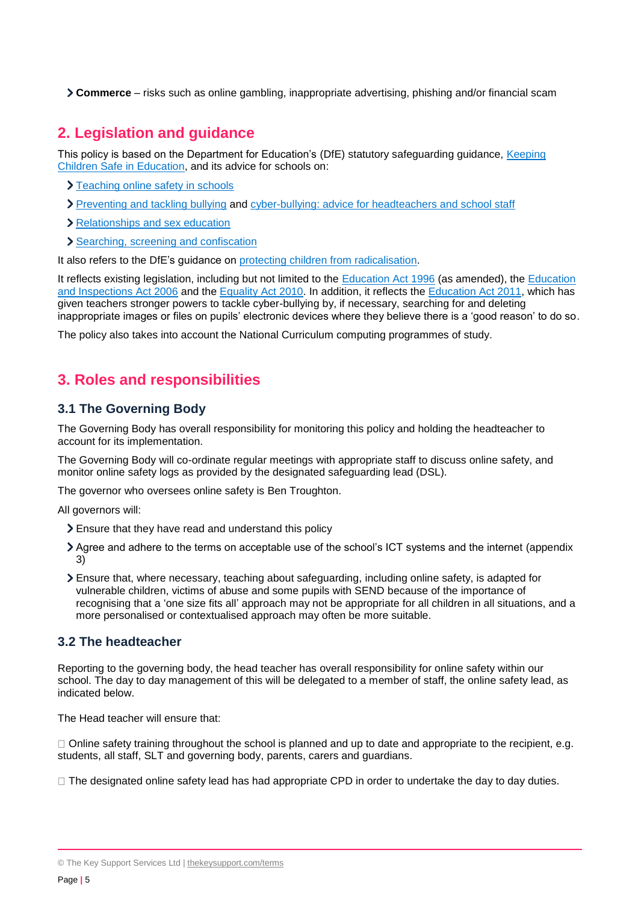- **Commerce** – risks such as online gambling, inappropriate advertising, phishing and/or financial scam

## 2. Legislation and guidance

This policy is based on the Department for Education's (DfE) statutory safeguarding guidance, Keeping Children Safe in Education, and its advice for schools on:

- Teaching online safety in schools
- Preventing and tackling bullying and cyber-bullying: advice for headteachers and school staff
- Relationships and sex education
- Searching, screening and confiscation

It also refers to the DfE's guidance on protecting children from radicalisation.

It reflects existing legislation, including but not limited to the Education Act 1996 (as amended), the Education and Inspections Act 2006 and the Equality Act 2010. In addition, it reflects the Education Act 2011, which has given teachers stronger powers to tackle cyber-bullying by, if necessary, searching for and deleting inappropriate images or files on pupils' electronic devices where they believe there is a 'good reason' to do so.

The policy also takes into account the National Curriculum computing programmes of study.

## 3. Roles and responsibilities

### 3.1 The Governing Body

The Governing Body has overall responsibility for monitoring this policy and holding the headteacher to account for its implementation.

The Governing Body will co-ordinate regular meetings with appropriate staff to discuss online safety, and monitor online safety logs as provided by the designated safeguarding lead (DSL).

The governor who oversees online safety is Ben Troughton.

All governors will:

- Ensure that they have read and understand this policy
- Agree and adhere to the terms on acceptable use of the school's ICT systems and the internet (appendix 3)
- Ensure that, where necessary, teaching about safeguarding, including online safety, is adapted for vulnerable children, victims of abuse and some pupils with SEND because of the importance of recognising that a 'one size fits all' approach may not be appropriate for all children in all situations, and a more personalised or contextualised approach may often be more suitable.

### 3.2 The headteacher

Reporting to the governing body, the head teacher has overall responsibility for online safety within our school. The day to day management of this will be delegated to a member of staff, the online safety lead, as indicated below.

The Head teacher will ensure that:

- Online safety training throughout the school is planned and up to date and appropriate to the recipient, e.g. students, all staff, SLT and governing body, parents, carers and guardians.
- The designated online safety lead has had appropriate CPD in order to undertake the day to day duties.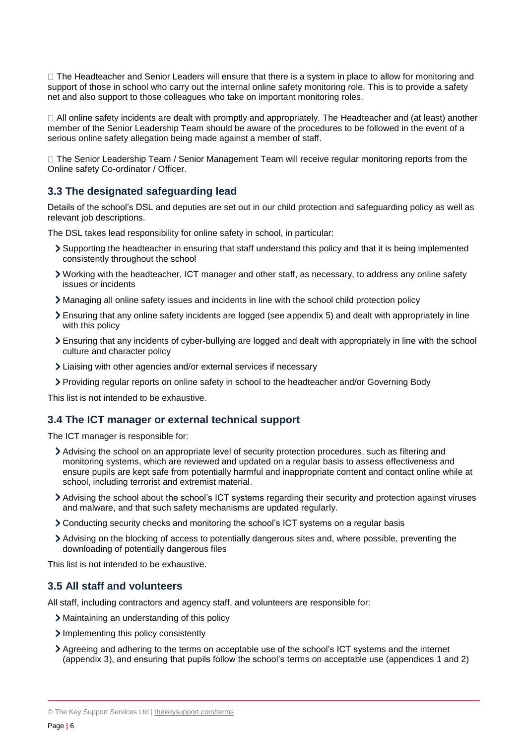- The Headteacher and Senior Leaders will ensure that there is a system in place to allow for monitoring and support of those in school who carry out the internal online safety monitoring role. This is to provide a safety net and also support to those colleagues who take on important monitoring roles.

- All online safety incidents are dealt with promptly and appropriately. The Headteacher and (at least) another member of the Senior Leadership Team should be aware of the procedures to be followed in the event of a serious online safety allegation being made against a member of staff.

- The Senior Leadership Team / Senior Management Team will receive regular monitoring reports from the Online safety Co-ordinator / Officer.

### 3.3 The designated safeguarding lead

Details of the school's DSL and deputies are set out in our child protection and safeguarding policy as well as relevant job descriptions.

The DSL takes lead responsibility for online safety in school, in particular:

- Supporting the headteacher in ensuring that staff understand this policy and that it is being implemented consistently throughout the school
- Working with the headteacher, ICT manager and other staff, as necessary, to address any online safety issues or incidents
- Managing all online safety issues and incidents in line with the school child protection policy
- Ensuring that any online safety incidents are logged (see appendix 5) and dealt with appropriately in line with this policy
- Ensuring that any incidents of cyber-bullying are logged and dealt with appropriately in line with the school culture and character policy
- Liaising with other agencies and/or external services if necessary
- Providing regular reports on online safety in school to the headteacher and/or Governing Body

This list is not intended to be exhaustive.

### 3.4 The ICT manager or external technical support

The ICT manager is responsible for:

- Advising the school on an appropriate level of security protection procedures, such as filtering and monitoring systems, which are reviewed and updated on a regular basis to assess effectiveness and ensure pupils are kept safe from potentially harmful and inappropriate content and contact online while at school, including terrorist and extremist material.
- Advising the school about the school's ICT systems regarding their security and protection against viruses and malware, and that such safety mechanisms are updated regularly.
- Conducting security checks and monitoring the school's ICT systems on a regular basis
- Advising on the blocking of access to potentially dangerous sites and, where possible, preventing the downloading of potentially dangerous files

This list is not intended to be exhaustive.

### 3.5 All staff and volunteers

All staff, including contractors and agency staff, and volunteers are responsible for:

- Maintaining an understanding of this policy
- Implementing this policy consistently
- Agreeing and adhering to the terms on acceptable use of the school's ICT systems and the internet (appendix 3), and ensuring that pupils follow the school's terms on acceptable use (appendices 1 and 2)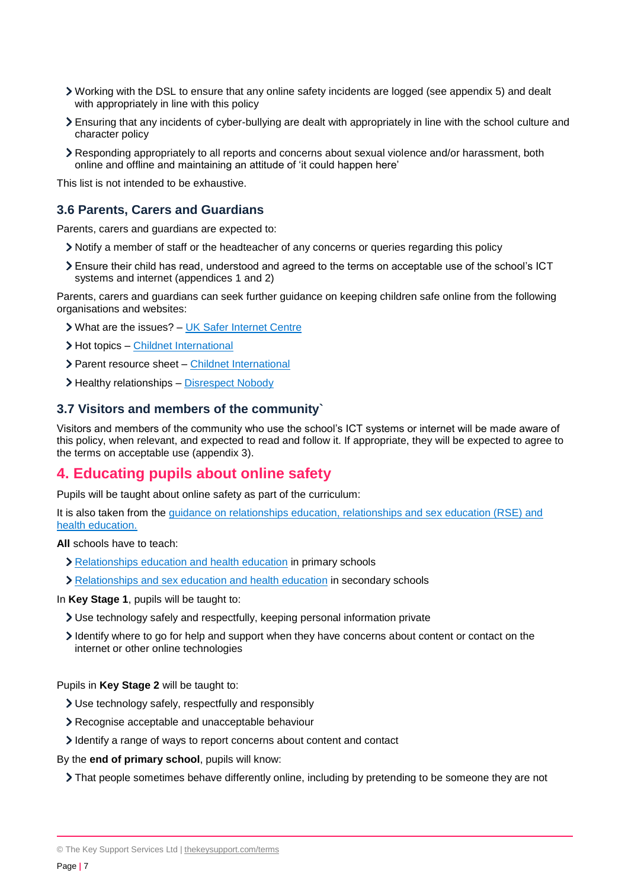- Working with the DSL to ensure that any online safety incidents are logged (see appendix 5) and dealt with appropriately in line with this policy
- Ensuring that any incidents of cyber-bullying are dealt with appropriately in line with the school culture and character policy
- Responding appropriately to all reports and concerns about sexual violence and/or harassment, both online and offline and maintaining an attitude of 'it could happen here'

This list is not intended to be exhaustive.

### 3.6 Parents, Carers and Guardians

Parents, carers and guardians are expected to:

- Notify a member of staff or the headteacher of any concerns or queries regarding this policy
- Ensure their child has read, understood and agreed to the terms on acceptable use of the school's ICT systems and internet (appendices 1 and 2)

Parents, carers and guardians can seek further guidance on keeping children safe online from the following organisations and websites:

- What are the issues? – UK Safer Internet Centre
- Hot topics – Childnet International
- Parent resource sheet – Childnet International
- Healthy relationships – Disrespect Nobody

### 3.7 Visitors and members of the community`

Visitors and members of the community who use the school's ICT systems or internet will be made aware of this policy, when relevant, and expected to read and follow it. If appropriate, they will be expected to agree to the terms on acceptable use (appendix 3).

## 4. Educating pupils about online safety

Pupils will be taught about online safety as part of the curriculum:

It is also taken from the guidance on relationships education, relationships and sex education (RSE) and health education.

**All** schools have to teach:

- Relationships education and health education in primary schools
- Relationships and sex education and health education in secondary schools

In **Key Stage 1**, pupils will be taught to:

- Use technology safely and respectfully, keeping personal information private
- Identify where to go for help and support when they have concerns about content or contact on the internet or other online technologies

Pupils in **Key Stage 2** will be taught to:

- Use technology safely, respectfully and responsibly
- Recognise acceptable and unacceptable behaviour
- Identify a range of ways to report concerns about content and contact

By the **end of primary school**, pupils will know:

- That people sometimes behave differently online, including by pretending to be someone they are not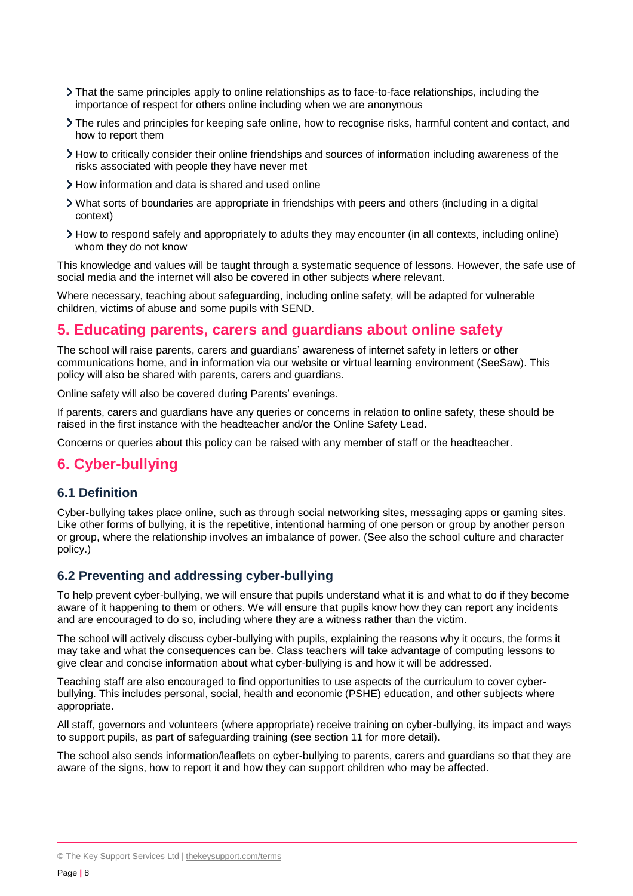- That the same principles apply to online relationships as to face-to-face relationships, including the importance of respect for others online including when we are anonymous
- The rules and principles for keeping safe online, how to recognise risks, harmful content and contact, and how to report them
- How to critically consider their online friendships and sources of information including awareness of the risks associated with people they have never met
- How information and data is shared and used online
- What sorts of boundaries are appropriate in friendships with peers and others (including in a digital context)
- How to respond safely and appropriately to adults they may encounter (in all contexts, including online) whom they do not know

This knowledge and values will be taught through a systematic sequence of lessons. However, the safe use of social media and the internet will also be covered in other subjects where relevant.

Where necessary, teaching about safeguarding, including online safety, will be adapted for vulnerable children, victims of abuse and some pupils with SEND.

## 5. Educating parents, carers and guardians about online safety

The school will raise parents, carers and guardians' awareness of internet safety in letters or other communications home, and in information via our website or virtual learning environment (SeeSaw). This policy will also be shared with parents, carers and guardians.

Online safety will also be covered during Parents' evenings.

If parents, carers and guardians have any queries or concerns in relation to online safety, these should be raised in the first instance with the headteacher and/or the Online Safety Lead.

Concerns or queries about this policy can be raised with any member of staff or the headteacher.

## 6. Cyber-bullying

### 6.1 Definition

Cyber-bullying takes place online, such as through social networking sites, messaging apps or gaming sites. Like other forms of bullying, it is the repetitive, intentional harming of one person or group by another person or group, where the relationship involves an imbalance of power. (See also the school culture and character policy.)

### 6.2 Preventing and addressing cyber-bullying

To help prevent cyber-bullying, we will ensure that pupils understand what it is and what to do if they become aware of it happening to them or others. We will ensure that pupils know how they can report any incidents and are encouraged to do so, including where they are a witness rather than the victim.

The school will actively discuss cyber-bullying with pupils, explaining the reasons why it occurs, the forms it may take and what the consequences can be. Class teachers will take advantage of computing lessons to give clear and concise information about what cyber-bullying is and how it will be addressed.

Teaching staff are also encouraged to find opportunities to use aspects of the curriculum to cover cyber-bullying. This includes personal, social, health and economic (PSHE) education, and other subjects where appropriate.

All staff, governors and volunteers (where appropriate) receive training on cyber-bullying, its impact and ways to support pupils, as part of safeguarding training (see section 11 for more detail).

The school also sends information/leaflets on cyber-bullying to parents, carers and guardians so that they are aware of the signs, how to report it and how they can support children who may be affected.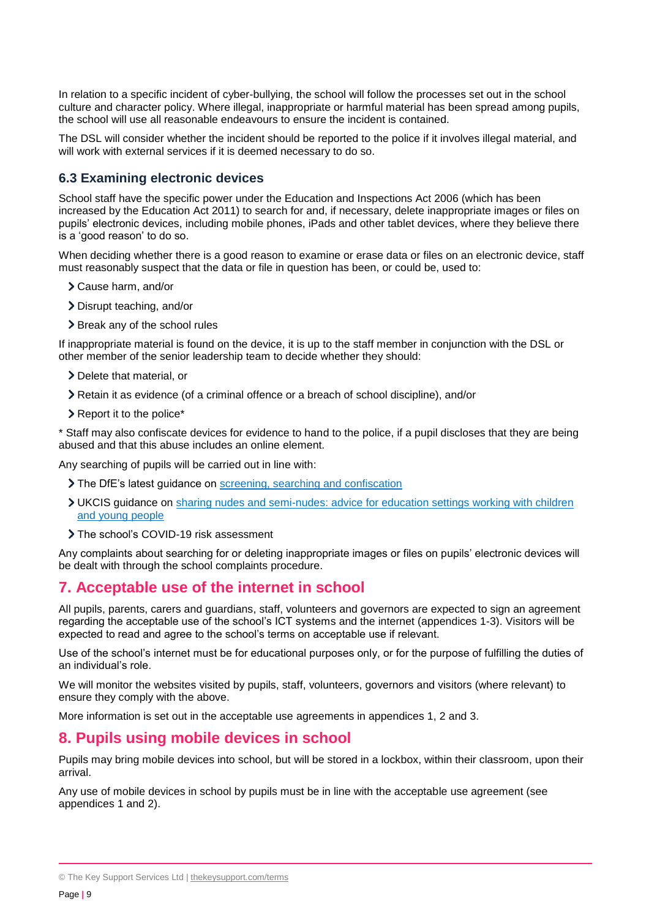In relation to a specific incident of cyber-bullying, the school will follow the processes set out in the school culture and character policy. Where illegal, inappropriate or harmful material has been spread among pupils, the school will use all reasonable endeavours to ensure the incident is contained.

The DSL will consider whether the incident should be reported to the police if it involves illegal material, and will work with external services if it is deemed necessary to do so.

### 6.3 Examining electronic devices

School staff have the specific power under the Education and Inspections Act 2006 (which has been increased by the Education Act 2011) to search for and, if necessary, delete inappropriate images or files on pupils' electronic devices, including mobile phones, iPads and other tablet devices, where they believe there is a 'good reason' to do so.

When deciding whether there is a good reason to examine or erase data or files on an electronic device, staff must reasonably suspect that the data or file in question has been, or could be, used to:

- Cause harm, and/or
- Disrupt teaching, and/or
- Break any of the school rules

If inappropriate material is found on the device, it is up to the staff member in conjunction with the DSL or other member of the senior leadership team to decide whether they should:

- Delete that material, or
- Retain it as evidence (of a criminal offence or a breach of school discipline), and/or
- Report it to the police*

* Staff may also confiscate devices for evidence to hand to the police, if a pupil discloses that they are being abused and that this abuse includes an online element.

Any searching of pupils will be carried out in line with:

- The DfE's latest guidance on [screening, searching and confiscation]
- UKCIS guidance on [sharing nudes and semi-nudes: advice for education settings working with children and young people]
- The school's COVID-19 risk assessment

Any complaints about searching for or deleting inappropriate images or files on pupils' electronic devices will be dealt with through the school complaints procedure.

## 7. Acceptable use of the internet in school

All pupils, parents, carers and guardians, staff, volunteers and governors are expected to sign an agreement regarding the acceptable use of the school's ICT systems and the internet (appendices 1-3). Visitors will be expected to read and agree to the school's terms on acceptable use if relevant.

Use of the school's internet must be for educational purposes only, or for the purpose of fulfilling the duties of an individual's role.

We will monitor the websites visited by pupils, staff, volunteers, governors and visitors (where relevant) to ensure they comply with the above.

More information is set out in the acceptable use agreements in appendices 1, 2 and 3.

## 8. Pupils using mobile devices in school

Pupils may bring mobile devices into school, but will be stored in a lockbox, within their classroom, upon their arrival.

Any use of mobile devices in school by pupils must be in line with the acceptable use agreement (see appendices 1 and 2).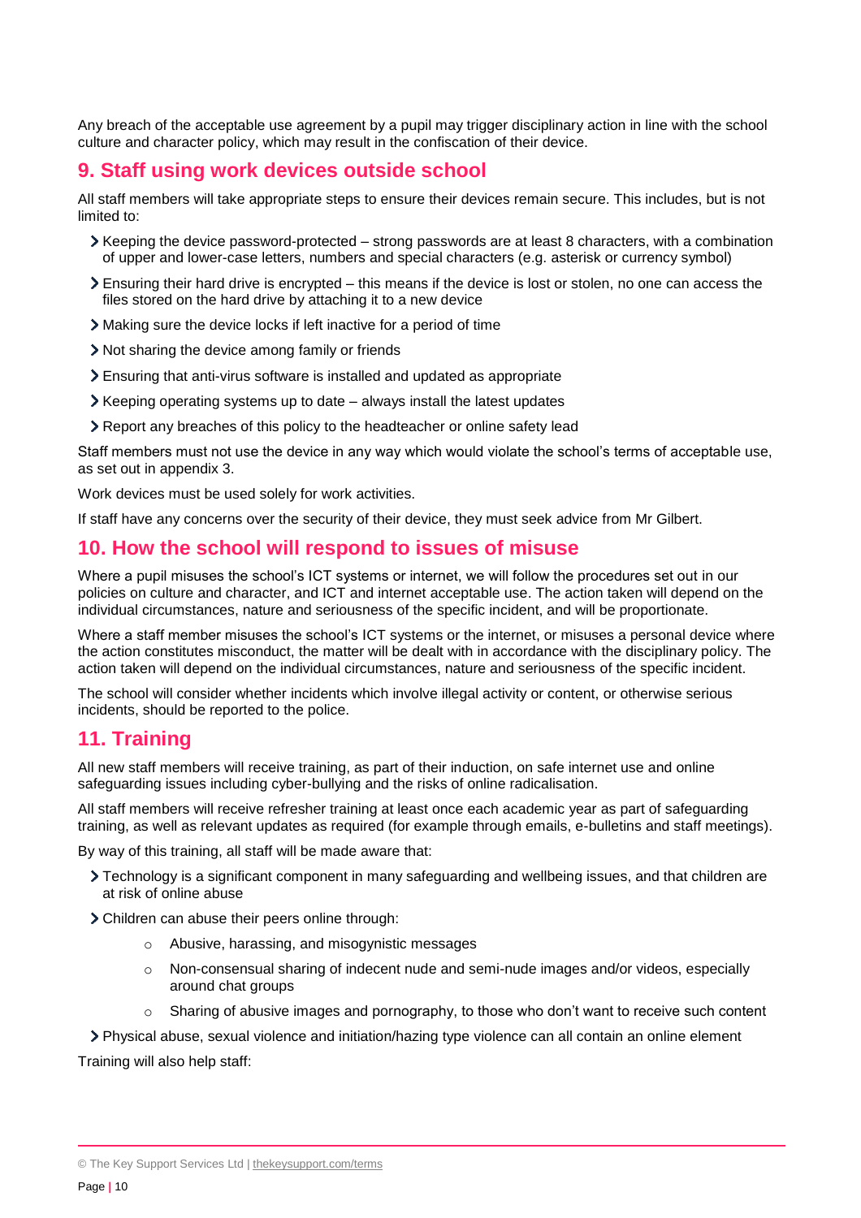Any breach of the acceptable use agreement by a pupil may trigger disciplinary action in line with the school culture and character policy, which may result in the confiscation of their device.

## 9. Staff using work devices outside school

All staff members will take appropriate steps to ensure their devices remain secure. This includes, but is not limited to:

- Keeping the device password-protected – strong passwords are at least 8 characters, with a combination of upper and lower-case letters, numbers and special characters (e.g. asterisk or currency symbol)
- Ensuring their hard drive is encrypted – this means if the device is lost or stolen, no one can access the files stored on the hard drive by attaching it to a new device
- Making sure the device locks if left inactive for a period of time
- Not sharing the device among family or friends
- Ensuring that anti-virus software is installed and updated as appropriate
- Keeping operating systems up to date – always install the latest updates
- Report any breaches of this policy to the headteacher or online safety lead

Staff members must not use the device in any way which would violate the school's terms of acceptable use, as set out in appendix 3.

Work devices must be used solely for work activities.

If staff have any concerns over the security of their device, they must seek advice from Mr Gilbert.

## 10. How the school will respond to issues of misuse

Where a pupil misuses the school's ICT systems or internet, we will follow the procedures set out in our policies on culture and character, and ICT and internet acceptable use. The action taken will depend on the individual circumstances, nature and seriousness of the specific incident, and will be proportionate.

Where a staff member misuses the school's ICT systems or the internet, or misuses a personal device where the action constitutes misconduct, the matter will be dealt with in accordance with the disciplinary policy. The action taken will depend on the individual circumstances, nature and seriousness of the specific incident.

The school will consider whether incidents which involve illegal activity or content, or otherwise serious incidents, should be reported to the police.

## 11. Training

All new staff members will receive training, as part of their induction, on safe internet use and online safeguarding issues including cyber-bullying and the risks of online radicalisation.

All staff members will receive refresher training at least once each academic year as part of safeguarding training, as well as relevant updates as required (for example through emails, e-bulletins and staff meetings).

By way of this training, all staff will be made aware that:

- Technology is a significant component in many safeguarding and wellbeing issues, and that children are at risk of online abuse
- Children can abuse their peers online through:
  - Abusive, harassing, and misogynistic messages
  - Non-consensual sharing of indecent nude and semi-nude images and/or videos, especially around chat groups
  - Sharing of abusive images and pornography, to those who don't want to receive such content
- Physical abuse, sexual violence and initiation/hazing type violence can all contain an online element

Training will also help staff: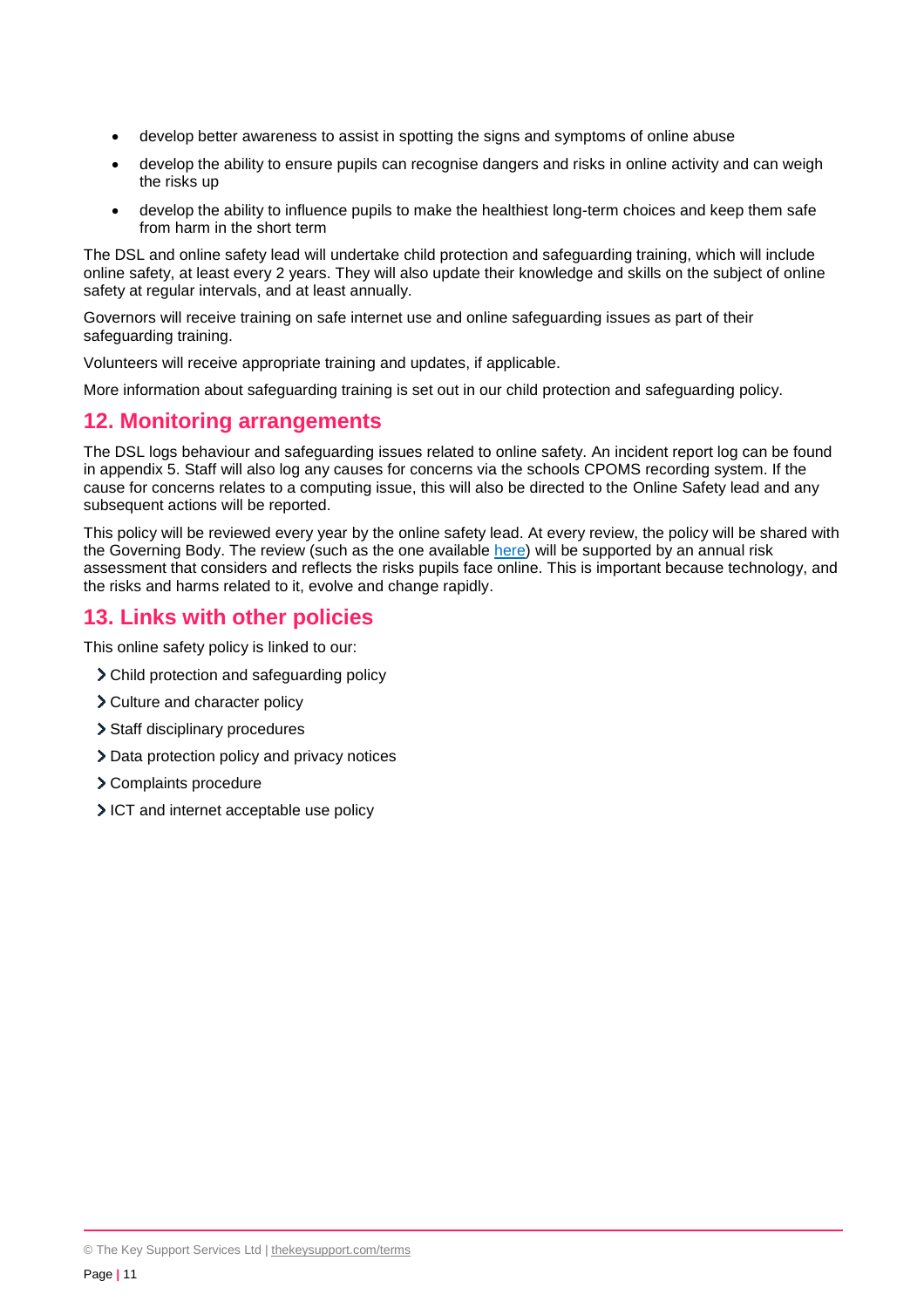- develop better awareness to assist in spotting the signs and symptoms of online abuse
- develop the ability to ensure pupils can recognise dangers and risks in online activity and can weigh the risks up
- develop the ability to influence pupils to make the healthiest long-term choices and keep them safe from harm in the short term

The DSL and online safety lead will undertake child protection and safeguarding training, which will include online safety, at least every 2 years. They will also update their knowledge and skills on the subject of online safety at regular intervals, and at least annually.

Governors will receive training on safe internet use and online safeguarding issues as part of their safeguarding training.

Volunteers will receive appropriate training and updates, if applicable.

More information about safeguarding training is set out in our child protection and safeguarding policy.

## 12. Monitoring arrangements

The DSL logs behaviour and safeguarding issues related to online safety. An incident report log can be found in appendix 5. Staff will also log any causes for concerns via the schools CPOMS recording system. If the cause for concerns relates to a computing issue, this will also be directed to the Online Safety lead and any subsequent actions will be reported.

This policy will be reviewed every year by the online safety lead. At every review, the policy will be shared with the Governing Body. The review (such as the one available here) will be supported by an annual risk assessment that considers and reflects the risks pupils face online. This is important because technology, and the risks and harms related to it, evolve and change rapidly.

## 13. Links with other policies

This online safety policy is linked to our:

- Child protection and safeguarding policy
- Culture and character policy
- Staff disciplinary procedures
- Data protection policy and privacy notices
- Complaints procedure
- ICT and internet acceptable use policy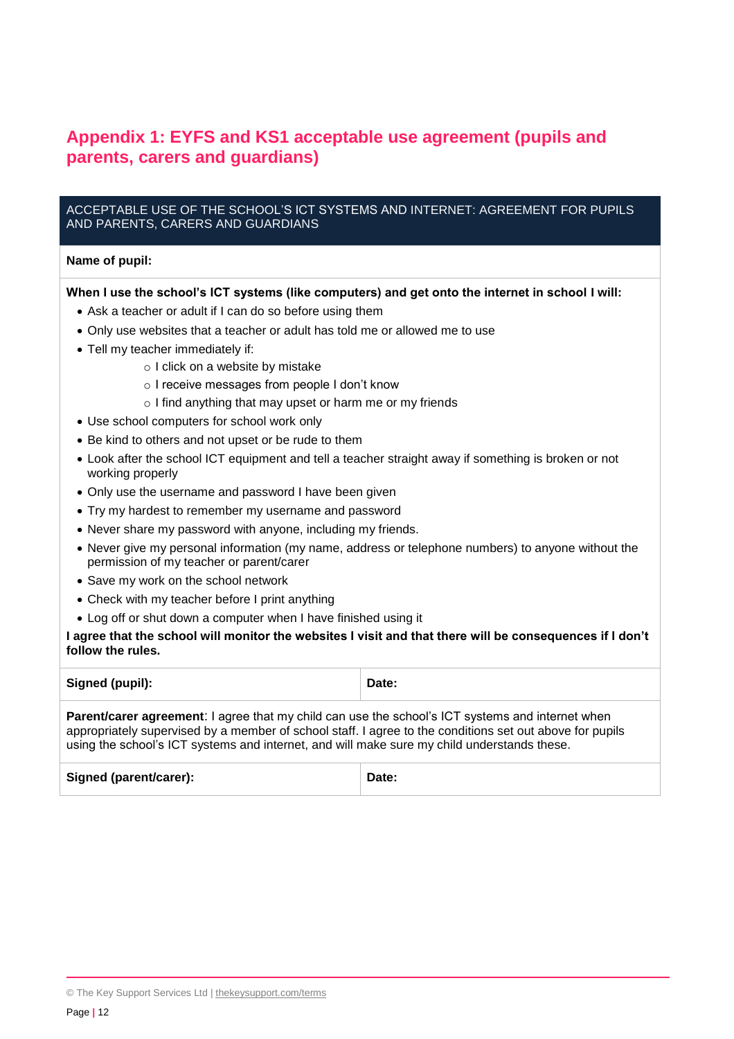## Appendix 1: EYFS and KS1 acceptable use agreement (pupils and parents, carers and guardians)

| ACCEPTABLE USE OF THE SCHOOL'S ICT SYSTEMS AND INTERNET: AGREEMENT FOR PUPILS AND PARENTS, CARERS AND GUARDIANS | |
|---|---|
| **Name of pupil:** | |

**When I use the school's ICT systems (like computers) and get onto the internet in school I will:**

- Ask a teacher or adult if I can do so before using them
- Only use websites that a teacher or adult has told me or allowed me to use
- Tell my teacher immediately if:
    - I click on a website by mistake
    - I receive messages from people I don't know
    - I find anything that may upset or harm me or my friends
- Use school computers for school work only
- Be kind to others and not upset or be rude to them
- Look after the school ICT equipment and tell a teacher straight away if something is broken or not working properly
- Only use the username and password I have been given
- Try my hardest to remember my username and password
- Never share my password with anyone, including my friends.
- Never give my personal information (my name, address or telephone numbers) to anyone without the permission of my teacher or parent/carer
- Save my work on the school network
- Check with my teacher before I print anything
- Log off or shut down a computer when I have finished using it

**I agree that the school will monitor the websites I visit and that there will be consequences if I don't follow the rules.**

| **Signed (pupil):** | **Date:** |
|---|---|

**Parent/carer agreement**: I agree that my child can use the school's ICT systems and internet when appropriately supervised by a member of school staff. I agree to the conditions set out above for pupils using the school's ICT systems and internet, and will make sure my child understands these.

| **Signed (parent/carer):** | **Date:** |
|---|---|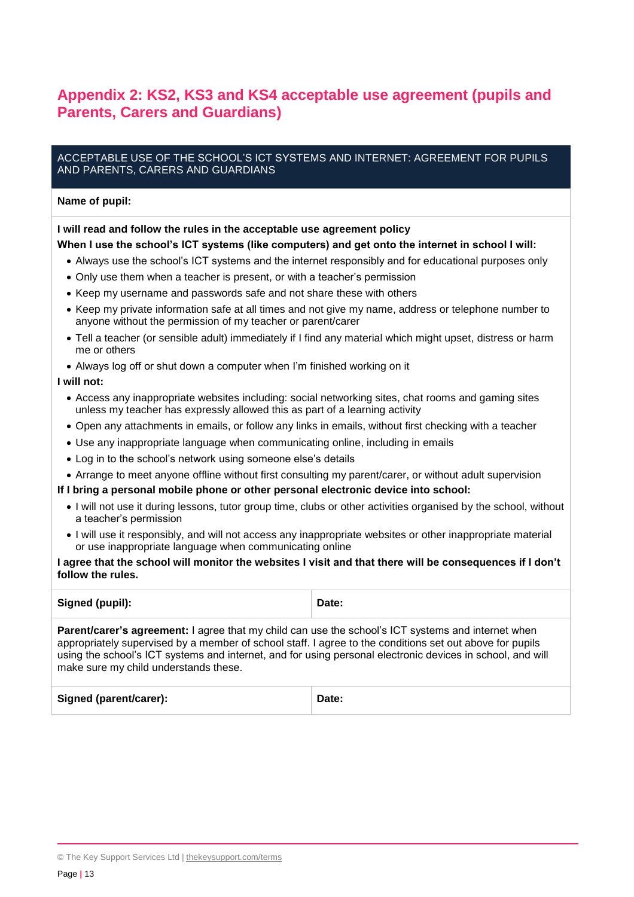## Appendix 2: KS2, KS3 and KS4 acceptable use agreement (pupils and Parents, Carers and Guardians)

| ACCEPTABLE USE OF THE SCHOOL'S ICT SYSTEMS AND INTERNET: AGREEMENT FOR PUPILS AND PARENTS, CARERS AND GUARDIANS | |
|---|---|
| **Name of pupil:** | |

**I will read and follow the rules in the acceptable use agreement policy**

**When I use the school's ICT systems (like computers) and get onto the internet in school I will:**

- Always use the school's ICT systems and the internet responsibly and for educational purposes only
- Only use them when a teacher is present, or with a teacher's permission
- Keep my username and passwords safe and not share these with others
- Keep my private information safe at all times and not give my name, address or telephone number to anyone without the permission of my teacher or parent/carer
- Tell a teacher (or sensible adult) immediately if I find any material which might upset, distress or harm me or others
- Always log off or shut down a computer when I'm finished working on it

**I will not:**

- Access any inappropriate websites including: social networking sites, chat rooms and gaming sites unless my teacher has expressly allowed this as part of a learning activity
- Open any attachments in emails, or follow any links in emails, without first checking with a teacher
- Use any inappropriate language when communicating online, including in emails
- Log in to the school's network using someone else's details
- Arrange to meet anyone offline without first consulting my parent/carer, or without adult supervision

**If I bring a personal mobile phone or other personal electronic device into school:**

- I will not use it during lessons, tutor group time, clubs or other activities organised by the school, without a teacher's permission
- I will use it responsibly, and will not access any inappropriate websites or other inappropriate material or use inappropriate language when communicating online

**I agree that the school will monitor the websites I visit and that there will be consequences if I don't follow the rules.**

| **Signed (pupil):** | **Date:** |
|---|---|

**Parent/carer's agreement:** I agree that my child can use the school's ICT systems and internet when appropriately supervised by a member of school staff. I agree to the conditions set out above for pupils using the school's ICT systems and internet, and for using personal electronic devices in school, and will make sure my child understands these.

| **Signed (parent/carer):** | **Date:** |
|---|---|

© The Key Support Services Ltd | thekeysupport.com/terms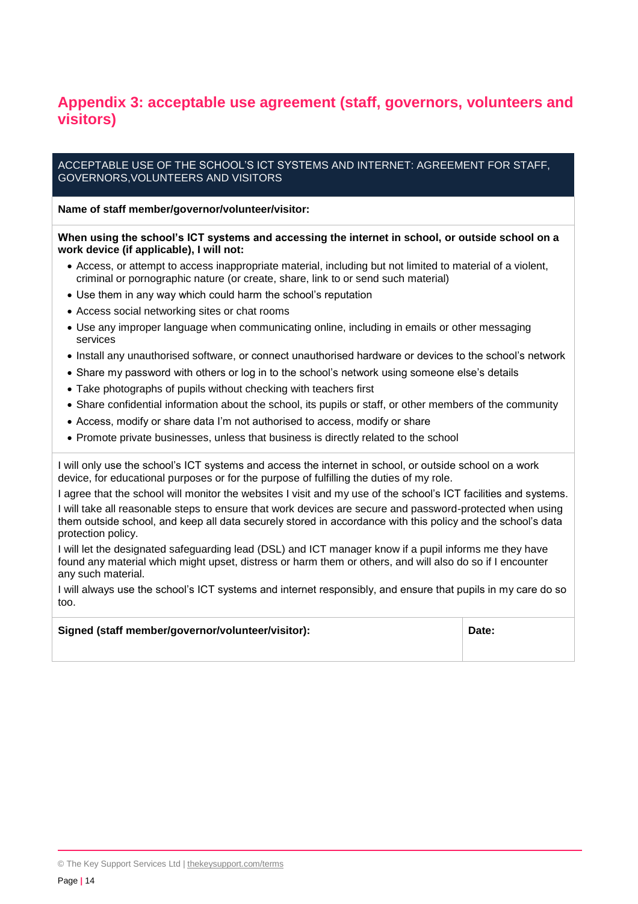## Appendix 3: acceptable use agreement (staff, governors, volunteers and visitors)

**ACCEPTABLE USE OF THE SCHOOL'S ICT SYSTEMS AND INTERNET: AGREEMENT FOR STAFF, GOVERNORS,VOLUNTEERS AND VISITORS**

**Name of staff member/governor/volunteer/visitor:**

**When using the school's ICT systems and accessing the internet in school, or outside school on a work device (if applicable), I will not:**

- Access, or attempt to access inappropriate material, including but not limited to material of a violent, criminal or pornographic nature (or create, share, link to or send such material)
- Use them in any way which could harm the school's reputation
- Access social networking sites or chat rooms
- Use any improper language when communicating online, including in emails or other messaging services
- Install any unauthorised software, or connect unauthorised hardware or devices to the school's network
- Share my password with others or log in to the school's network using someone else's details
- Take photographs of pupils without checking with teachers first
- Share confidential information about the school, its pupils or staff, or other members of the community
- Access, modify or share data I'm not authorised to access, modify or share
- Promote private businesses, unless that business is directly related to the school

I will only use the school's ICT systems and access the internet in school, or outside school on a work device, for educational purposes or for the purpose of fulfilling the duties of my role.

I agree that the school will monitor the websites I visit and my use of the school's ICT facilities and systems.

I will take all reasonable steps to ensure that work devices are secure and password-protected when using them outside school, and keep all data securely stored in accordance with this policy and the school's data protection policy.

I will let the designated safeguarding lead (DSL) and ICT manager know if a pupil informs me they have found any material which might upset, distress or harm them or others, and will also do so if I encounter any such material.

I will always use the school's ICT systems and internet responsibly, and ensure that pupils in my care do so too.

| **Signed (staff member/governor/volunteer/visitor):** | **Date:** |
|---|---|
| | |

© The Key Support Services Ltd | thekeysupport.com/terms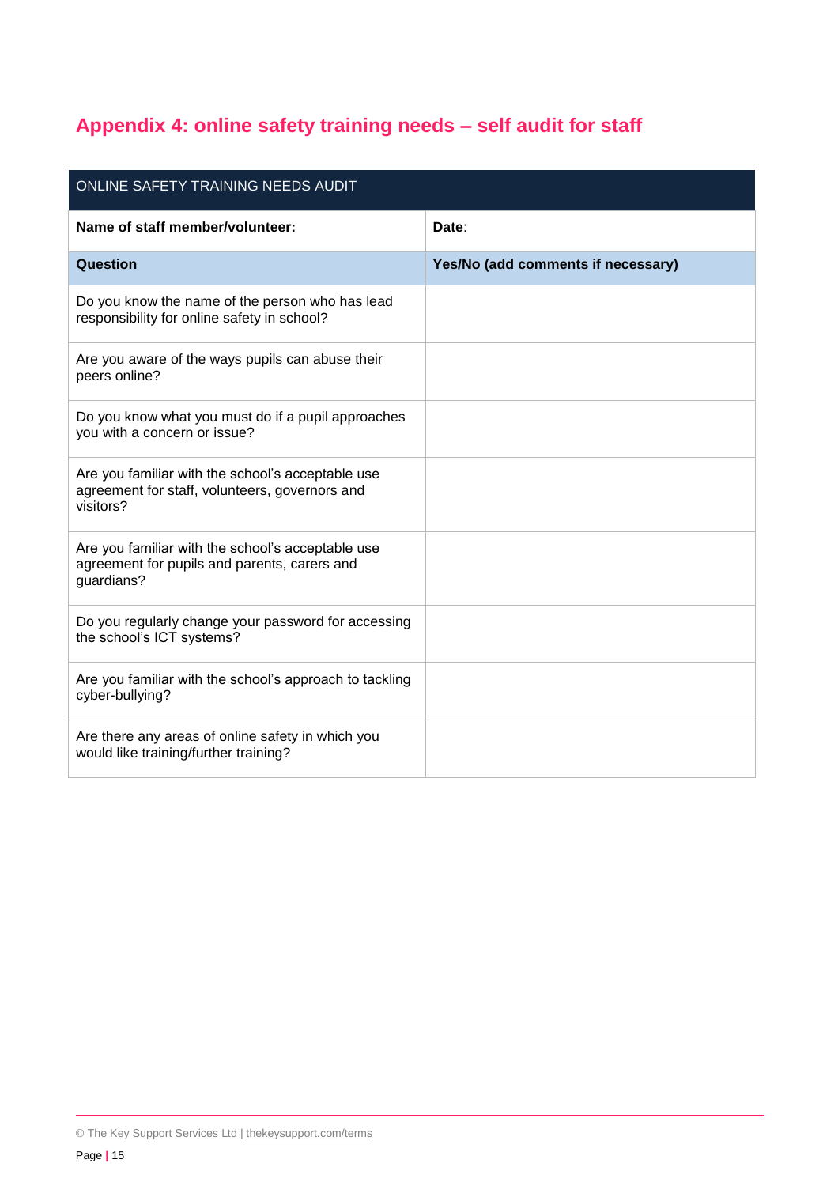## Appendix 4: online safety training needs – self audit for staff

| ONLINE SAFETY TRAINING NEEDS AUDIT | |
|---|---|
| **Name of staff member/volunteer:** | **Date**: |
| **Question** | **Yes/No (add comments if necessary)** |
| Do you know the name of the person who has lead responsibility for online safety in school? | |
| Are you aware of the ways pupils can abuse their peers online? | |
| Do you know what you must do if a pupil approaches you with a concern or issue? | |
| Are you familiar with the school's acceptable use agreement for staff, volunteers, governors and visitors? | |
| Are you familiar with the school's acceptable use agreement for pupils and parents, carers and guardians? | |
| Do you regularly change your password for accessing the school's ICT systems? | |
| Are you familiar with the school's approach to tackling cyber-bullying? | |
| Are there any areas of online safety in which you would like training/further training? | |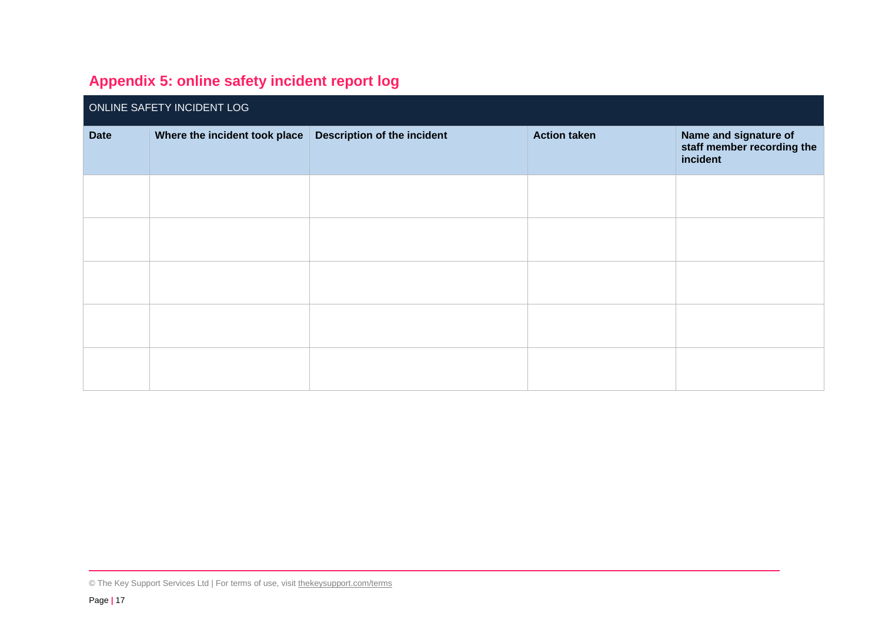## Appendix 5: online safety incident report log

| ONLINE SAFETY INCIDENT LOG | | | | |
|---|---|---|---|---|
| **Date** | **Where the incident took place** | **Description of the incident** | **Action taken** | **Name and signature of staff member recording the incident** |
| | | | | |
| | | | | |
| | | | | |
| | | | | |
| | | | | |

© The Key Support Services Ltd | For terms of use, visit thekeysupport.com/terms